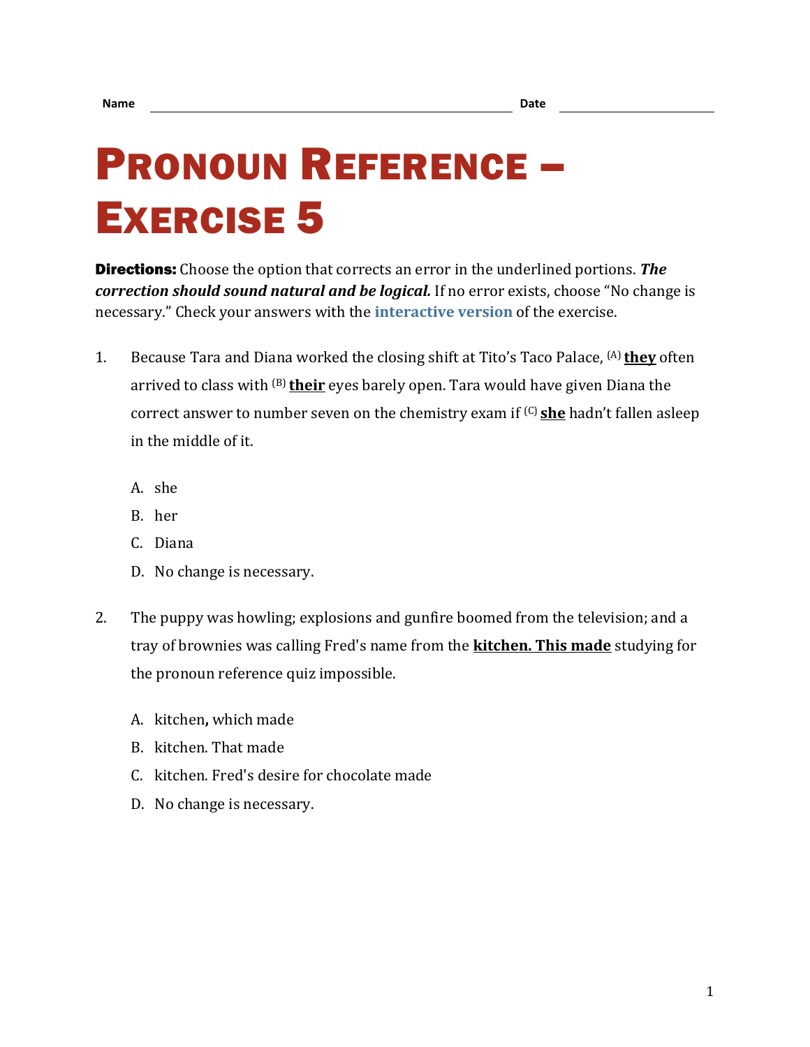Name ______________________________ Date ______________

# Pronoun Reference – Exercise 5

**Directions:** Choose the option that corrects an error in the underlined portions. ***The correction should sound natural and be logical.*** If no error exists, choose "No change is necessary." Check your answers with the interactive version of the exercise.

1. Because Tara and Diana worked the closing shift at Tito's Taco Palace, (A) **they** often arrived to class with (B) **their** eyes barely open. Tara would have given Diana the correct answer to number seven on the chemistry exam if (C) **she** hadn't fallen asleep in the middle of it.

   A. she
   B. her
   C. Diana
   D. No change is necessary.

2. The puppy was howling; explosions and gunfire boomed from the television; and a tray of brownies was calling Fred's name from the **kitchen. This made** studying for the pronoun reference quiz impossible.

   A. kitchen**,** which made
   B. kitchen. That made
   C. kitchen. Fred's desire for chocolate made
   D. No change is necessary.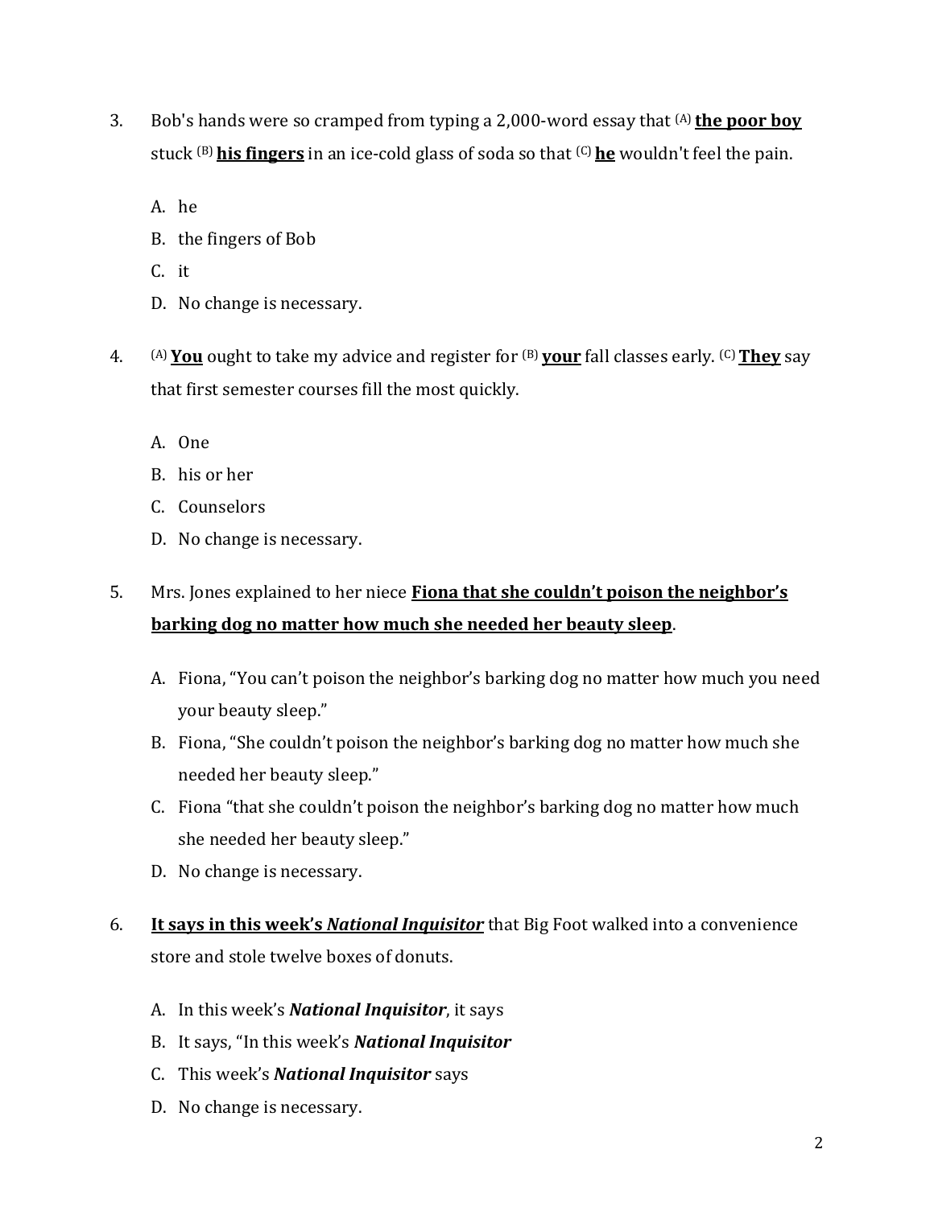3. Bob's hands were so cramped from typing a 2,000-word essay that (A) **<u>the poor boy</u>** stuck (B) **<u>his fingers</u>** in an ice-cold glass of soda so that (C) **<u>he</u>** wouldn't feel the pain.

   A. he
   B. the fingers of Bob
   C. it
   D. No change is necessary.

4. (A) **<u>You</u>** ought to take my advice and register for (B) **<u>your</u>** fall classes early. (C) **<u>They</u>** say that first semester courses fill the most quickly.

   A. One
   B. his or her
   C. Counselors
   D. No change is necessary.

5. Mrs. Jones explained to her niece **<u>Fiona that she couldn't poison the neighbor's barking dog no matter how much she needed her beauty sleep</u>**.

   A. Fiona, "You can't poison the neighbor's barking dog no matter how much you need your beauty sleep."
   B. Fiona, "She couldn't poison the neighbor's barking dog no matter how much she needed her beauty sleep."
   C. Fiona "that she couldn't poison the neighbor's barking dog no matter how much she needed her beauty sleep."
   D. No change is necessary.

6. **<u>It says in this week's *National Inquisitor*</u>** that Big Foot walked into a convenience store and stole twelve boxes of donuts.

   A. In this week's ***National Inquisitor***, it says
   B. It says, "In this week's ***National Inquisitor***
   C. This week's ***National Inquisitor*** says
   D. No change is necessary.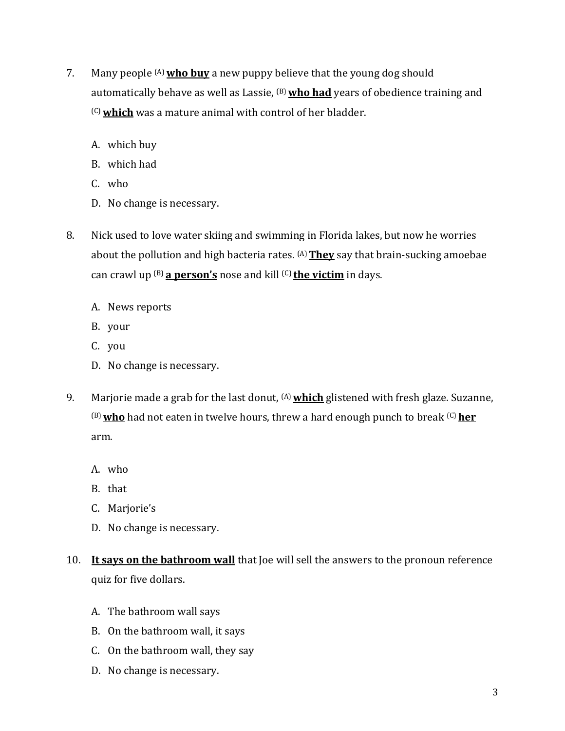7. Many people [(A)] **<u>who buy</u>** a new puppy believe that the young dog should automatically behave as well as Lassie, [(B)] **<u>who had</u>** years of obedience training and [(C)] **<u>which</u>** was a mature animal with control of her bladder.

   A. which buy
   B. which had
   C. who
   D. No change is necessary.

8. Nick used to love water skiing and swimming in Florida lakes, but now he worries about the pollution and high bacteria rates. [(A)] **<u>They</u>** say that brain-sucking amoebae can crawl up [(B)] **<u>a person's</u>** nose and kill [(C)] **<u>the victim</u>** in days.

   A. News reports
   B. your
   C. you
   D. No change is necessary.

9. Marjorie made a grab for the last donut, [(A)] **<u>which</u>** glistened with fresh glaze. Suzanne, [(B)] **<u>who</u>** had not eaten in twelve hours, threw a hard enough punch to break [(C)] **<u>her</u>** arm.

   A. who
   B. that
   C. Marjorie's
   D. No change is necessary.

10. **<u>It says on the bathroom wall</u>** that Joe will sell the answers to the pronoun reference quiz for five dollars.

    A. The bathroom wall says
    B. On the bathroom wall, it says
    C. On the bathroom wall, they say
    D. No change is necessary.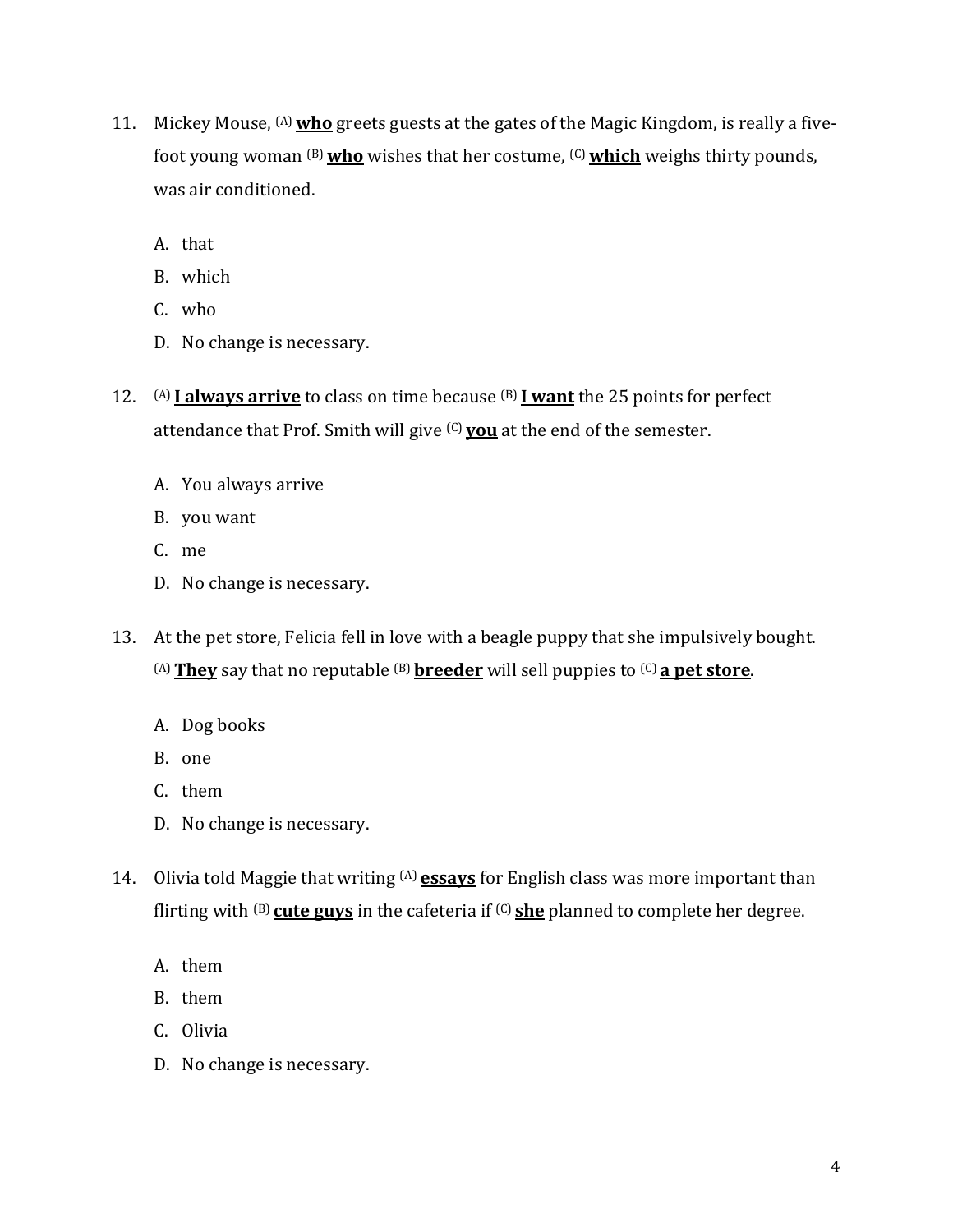11. Mickey Mouse, (A) **<u>who</u>** greets guests at the gates of the Magic Kingdom, is really a five-foot young woman (B) **<u>who</u>** wishes that her costume, (C) **<u>which</u>** weighs thirty pounds, was air conditioned.

    A. that
    B. which
    C. who
    D. No change is necessary.

12. (A) **<u>I always arrive</u>** to class on time because (B) **<u>I want</u>** the 25 points for perfect attendance that Prof. Smith will give (C) **<u>you</u>** at the end of the semester.

    A. You always arrive
    B. you want
    C. me
    D. No change is necessary.

13. At the pet store, Felicia fell in love with a beagle puppy that she impulsively bought. (A) **<u>They</u>** say that no reputable (B) **<u>breeder</u>** will sell puppies to (C) **<u>a pet store</u>**.

    A. Dog books
    B. one
    C. them
    D. No change is necessary.

14. Olivia told Maggie that writing (A) **<u>essays</u>** for English class was more important than flirting with (B) **<u>cute guys</u>** in the cafeteria if (C) **<u>she</u>** planned to complete her degree.

    A. them
    B. them
    C. Olivia
    D. No change is necessary.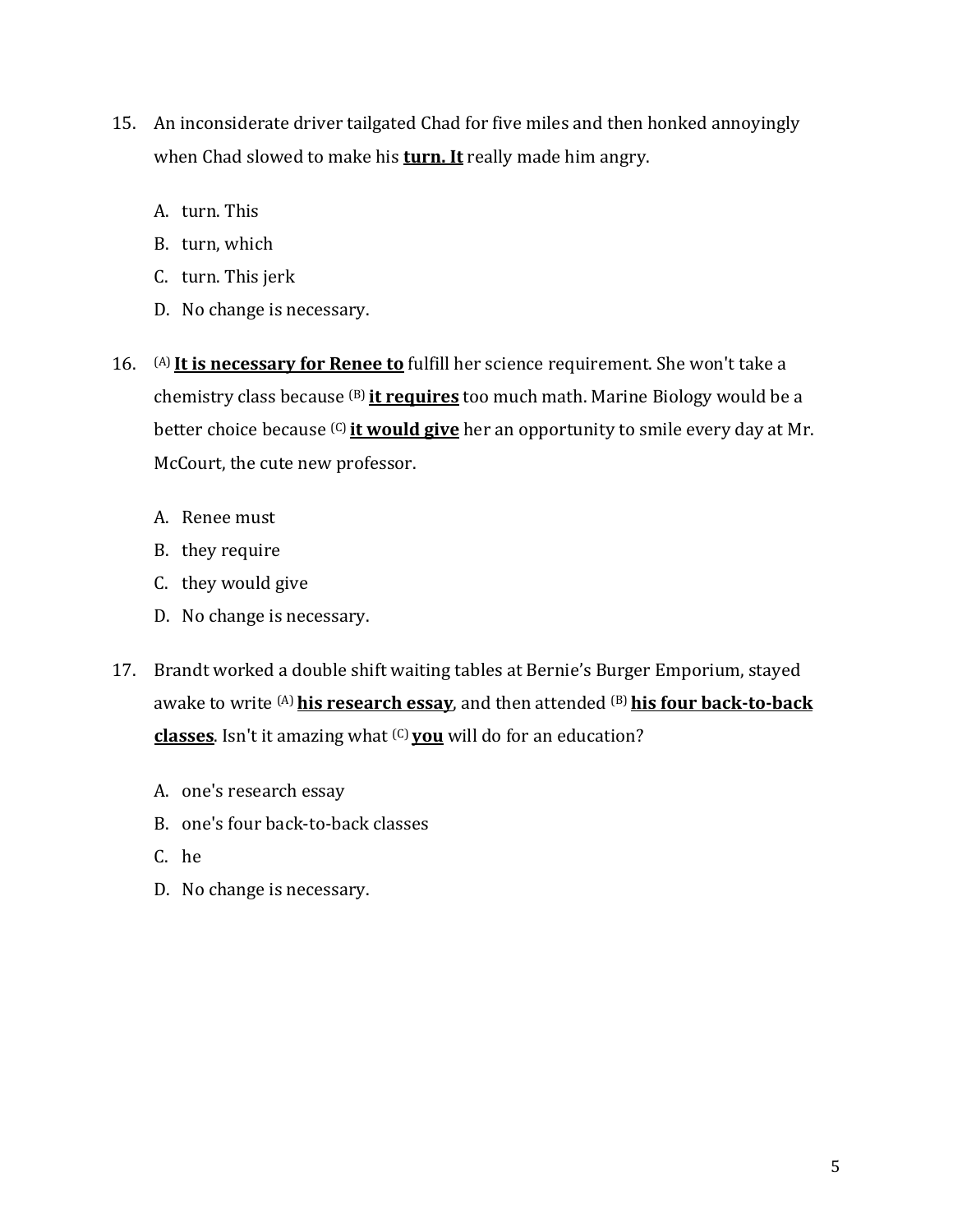15. An inconsiderate driver tailgated Chad for five miles and then honked annoyingly when Chad slowed to make his **turn. It** really made him angry.

    A. turn. This
    B. turn, which
    C. turn. This jerk
    D. No change is necessary.

16. (A) **It is necessary for Renee to** fulfill her science requirement. She won't take a chemistry class because (B) **it requires** too much math. Marine Biology would be a better choice because (C) **it would give** her an opportunity to smile every day at Mr. McCourt, the cute new professor.

    A. Renee must
    B. they require
    C. they would give
    D. No change is necessary.

17. Brandt worked a double shift waiting tables at Bernie's Burger Emporium, stayed awake to write (A) **his research essay**, and then attended (B) **his four back-to-back classes**. Isn't it amazing what (C) **you** will do for an education?

    A. one's research essay
    B. one's four back-to-back classes
    C. he
    D. No change is necessary.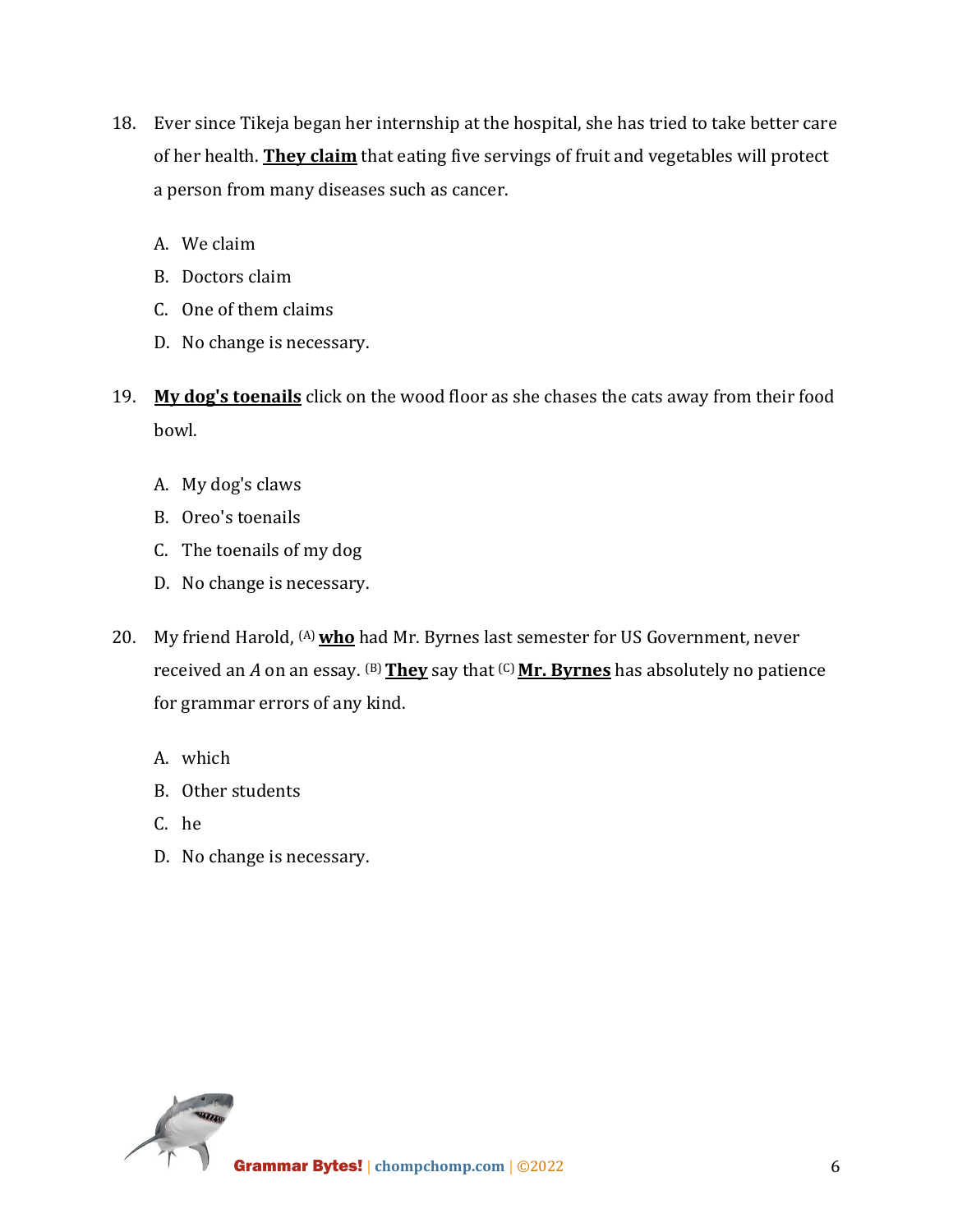18. Ever since Tikeja began her internship at the hospital, she has tried to take better care of her health. **<u>They claim</u>** that eating five servings of fruit and vegetables will protect a person from many diseases such as cancer.

    A. We claim
    B. Doctors claim
    C. One of them claims
    D. No change is necessary.

19. **<u>My dog's toenails</u>** click on the wood floor as she chases the cats away from their food bowl.

    A. My dog's claws
    B. Oreo's toenails
    C. The toenails of my dog
    D. No change is necessary.

20. My friend Harold, (A) **<u>who</u>** had Mr. Byrnes last semester for US Government, never received an *A* on an essay. (B) **<u>They</u>** say that (C) **<u>Mr. Byrnes</u>** has absolutely no patience for grammar errors of any kind.

    A. which
    B. Other students
    C. he
    D. No change is necessary.